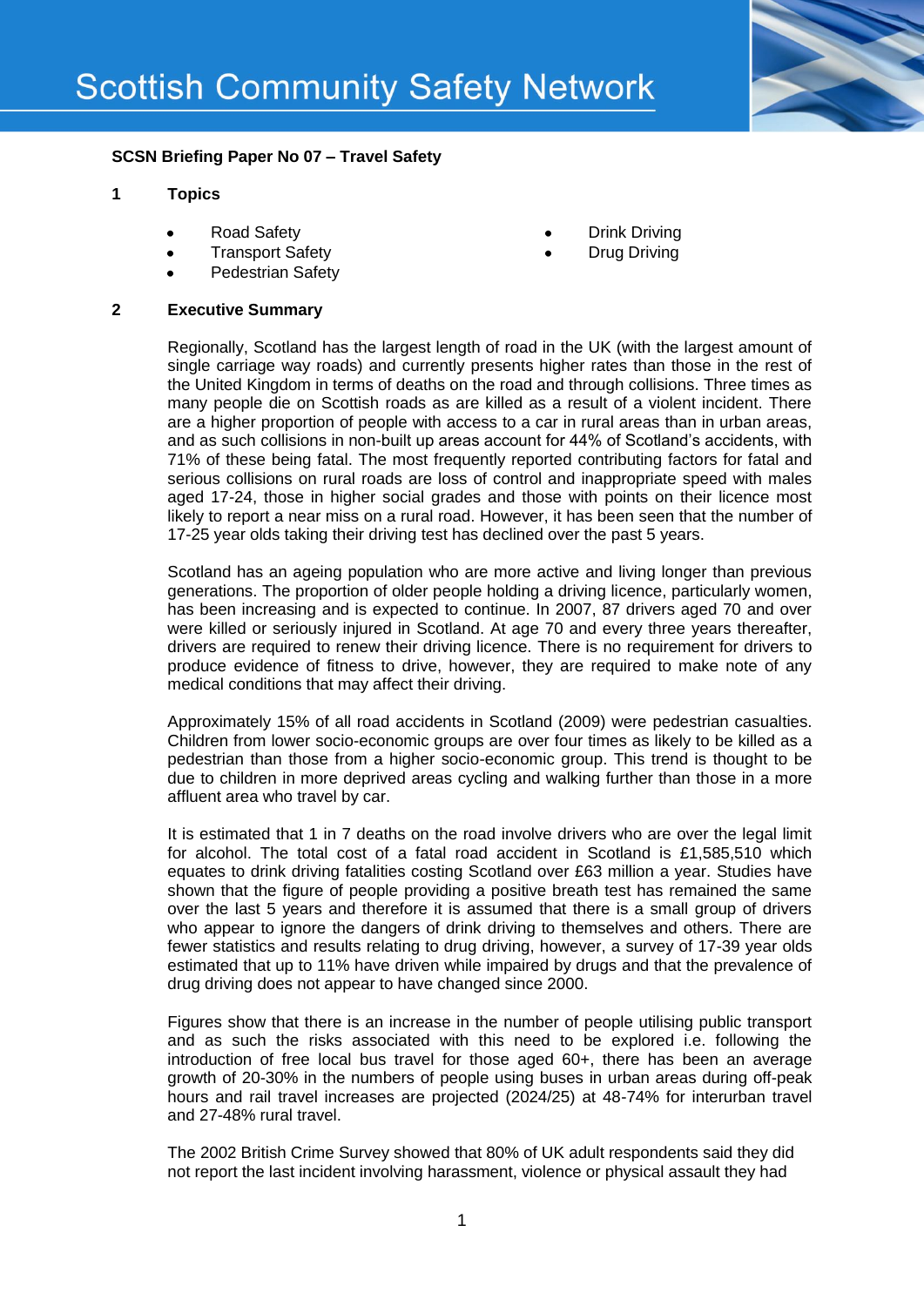Scottish Community Safety Network

**SCSN Briefing Paper No 07 – Travel Safety**

## 1 Topics

- Road Safety
- Transport Safety
- Pedestrian Safety
- Drink Driving
- Drug Driving

## 2 Executive Summary

Regionally, Scotland has the largest length of road in the UK (with the largest amount of single carriage way roads) and currently presents higher rates than those in the rest of the United Kingdom in terms of deaths on the road and through collisions. Three times as many people die on Scottish roads as are killed as a result of a violent incident. There are a higher proportion of people with access to a car in rural areas than in urban areas, and as such collisions in non-built up areas account for 44% of Scotland's accidents, with 71% of these being fatal. The most frequently reported contributing factors for fatal and serious collisions on rural roads are loss of control and inappropriate speed with males aged 17-24, those in higher social grades and those with points on their licence most likely to report a near miss on a rural road. However, it has been seen that the number of 17-25 year olds taking their driving test has declined over the past 5 years.

Scotland has an ageing population who are more active and living longer than previous generations. The proportion of older people holding a driving licence, particularly women, has been increasing and is expected to continue. In 2007, 87 drivers aged 70 and over were killed or seriously injured in Scotland. At age 70 and every three years thereafter, drivers are required to renew their driving licence. There is no requirement for drivers to produce evidence of fitness to drive, however, they are required to make note of any medical conditions that may affect their driving.

Approximately 15% of all road accidents in Scotland (2009) were pedestrian casualties. Children from lower socio-economic groups are over four times as likely to be killed as a pedestrian than those from a higher socio-economic group. This trend is thought to be due to children in more deprived areas cycling and walking further than those in a more affluent area who travel by car.

It is estimated that 1 in 7 deaths on the road involve drivers who are over the legal limit for alcohol. The total cost of a fatal road accident in Scotland is £1,585,510 which equates to drink driving fatalities costing Scotland over £63 million a year. Studies have shown that the figure of people providing a positive breath test has remained the same over the last 5 years and therefore it is assumed that there is a small group of drivers who appear to ignore the dangers of drink driving to themselves and others. There are fewer statistics and results relating to drug driving, however, a survey of 17-39 year olds estimated that up to 11% have driven while impaired by drugs and that the prevalence of drug driving does not appear to have changed since 2000.

Figures show that there is an increase in the number of people utilising public transport and as such the risks associated with this need to be explored i.e. following the introduction of free local bus travel for those aged 60+, there has been an average growth of 20-30% in the numbers of people using buses in urban areas during off-peak hours and rail travel increases are projected (2024/25) at 48-74% for interurban travel and 27-48% rural travel.

The 2002 British Crime Survey showed that 80% of UK adult respondents said they did not report the last incident involving harassment, violence or physical assault they had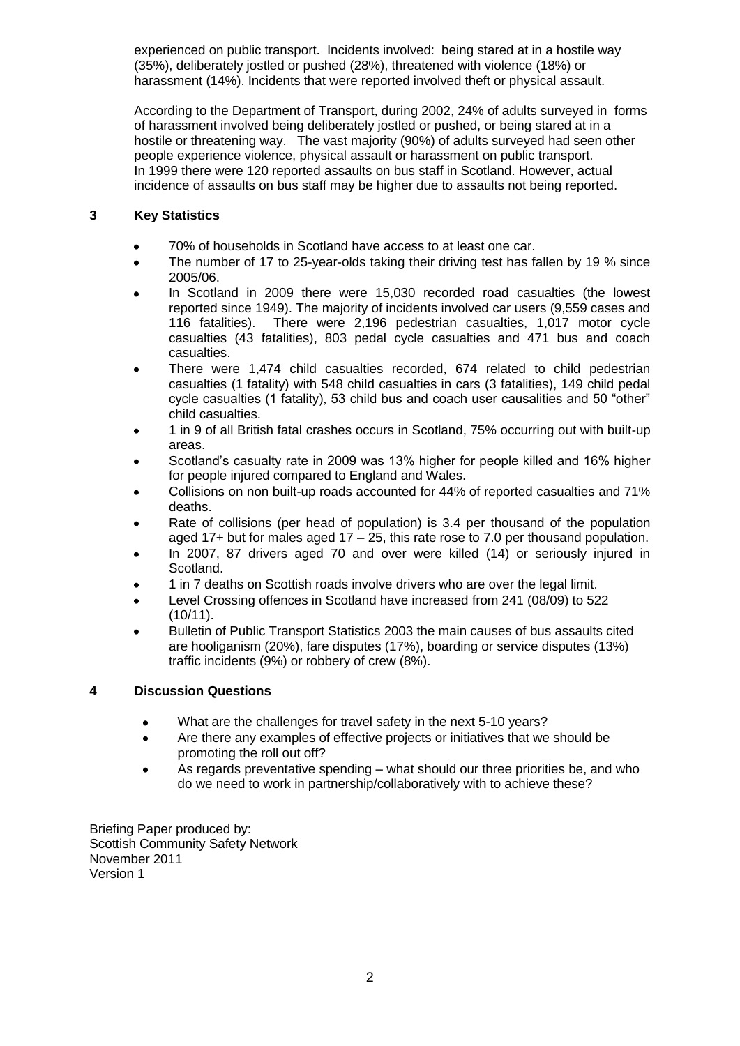experienced on public transport. Incidents involved: being stared at in a hostile way (35%), deliberately jostled or pushed (28%), threatened with violence (18%) or harassment (14%). Incidents that were reported involved theft or physical assault.

According to the Department of Transport, during 2002, 24% of adults surveyed in forms of harassment involved being deliberately jostled or pushed, or being stared at in a hostile or threatening way. The vast majority (90%) of adults surveyed had seen other people experience violence, physical assault or harassment on public transport. In 1999 there were 120 reported assaults on bus staff in Scotland. However, actual incidence of assaults on bus staff may be higher due to assaults not being reported.

## 3 Key Statistics

- 70% of households in Scotland have access to at least one car.
- The number of 17 to 25-year-olds taking their driving test has fallen by 19 % since 2005/06.
- In Scotland in 2009 there were 15,030 recorded road casualties (the lowest reported since 1949). The majority of incidents involved car users (9,559 cases and 116 fatalities). There were 2,196 pedestrian casualties, 1,017 motor cycle casualties (43 fatalities), 803 pedal cycle casualties and 471 bus and coach casualties.
- There were 1,474 child casualties recorded, 674 related to child pedestrian casualties (1 fatality) with 548 child casualties in cars (3 fatalities), 149 child pedal cycle casualties (1 fatality), 53 child bus and coach user causalities and 50 "other" child casualties.
- 1 in 9 of all British fatal crashes occurs in Scotland, 75% occurring out with built-up areas.
- Scotland's casualty rate in 2009 was 13% higher for people killed and 16% higher for people injured compared to England and Wales.
- Collisions on non built-up roads accounted for 44% of reported casualties and 71% deaths.
- Rate of collisions (per head of population) is 3.4 per thousand of the population aged 17+ but for males aged 17 – 25, this rate rose to 7.0 per thousand population.
- In 2007, 87 drivers aged 70 and over were killed (14) or seriously injured in Scotland.
- 1 in 7 deaths on Scottish roads involve drivers who are over the legal limit.
- Level Crossing offences in Scotland have increased from 241 (08/09) to 522 (10/11).
- Bulletin of Public Transport Statistics 2003 the main causes of bus assaults cited are hooliganism (20%), fare disputes (17%), boarding or service disputes (13%) traffic incidents (9%) or robbery of crew (8%).

## 4 Discussion Questions

- What are the challenges for travel safety in the next 5-10 years?
- Are there any examples of effective projects or initiatives that we should be promoting the roll out off?
- As regards preventative spending – what should our three priorities be, and who do we need to work in partnership/collaboratively with to achieve these?

Briefing Paper produced by:
Scottish Community Safety Network
November 2011
Version 1